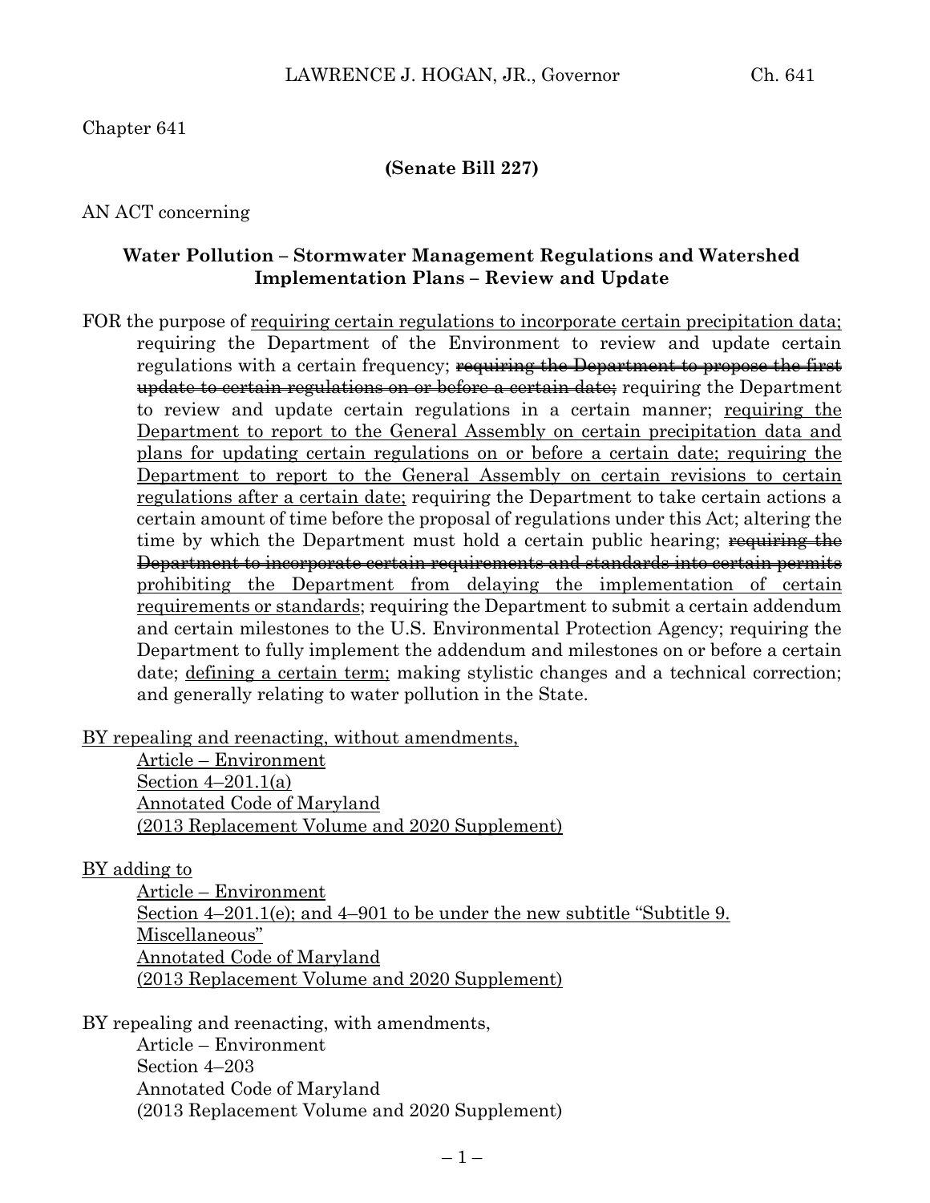Chapter 641

**(Senate Bill 227)**

AN ACT concerning

### Water Pollution – Stormwater Management Regulations and Watershed Implementation Plans – Review and Update

FOR the purpose of requiring certain regulations to incorporate certain precipitation data; requiring the Department of the Environment to review and update certain regulations with a certain frequency; ~~requiring the Department to propose the first update to certain regulations on or before a certain date;~~ requiring the Department to review and update certain regulations in a certain manner; requiring the Department to report to the General Assembly on certain precipitation data and plans for updating certain regulations on or before a certain date; requiring the Department to report to the General Assembly on certain revisions to certain regulations after a certain date; requiring the Department to take certain actions a certain amount of time before the proposal of regulations under this Act; altering the time by which the Department must hold a certain public hearing; ~~requiring the Department to incorporate certain requirements and standards into certain permits~~ prohibiting the Department from delaying the implementation of certain requirements or standards; requiring the Department to submit a certain addendum and certain milestones to the U.S. Environmental Protection Agency; requiring the Department to fully implement the addendum and milestones on or before a certain date; defining a certain term; making stylistic changes and a technical correction; and generally relating to water pollution in the State.

BY repealing and reenacting, without amendments,
Article – Environment
Section 4–201.1(a)
Annotated Code of Maryland
(2013 Replacement Volume and 2020 Supplement)

BY adding to
Article – Environment
Section 4–201.1(e); and 4–901 to be under the new subtitle "Subtitle 9. Miscellaneous"
Annotated Code of Maryland
(2013 Replacement Volume and 2020 Supplement)

BY repealing and reenacting, with amendments,
Article – Environment
Section 4–203
Annotated Code of Maryland
(2013 Replacement Volume and 2020 Supplement)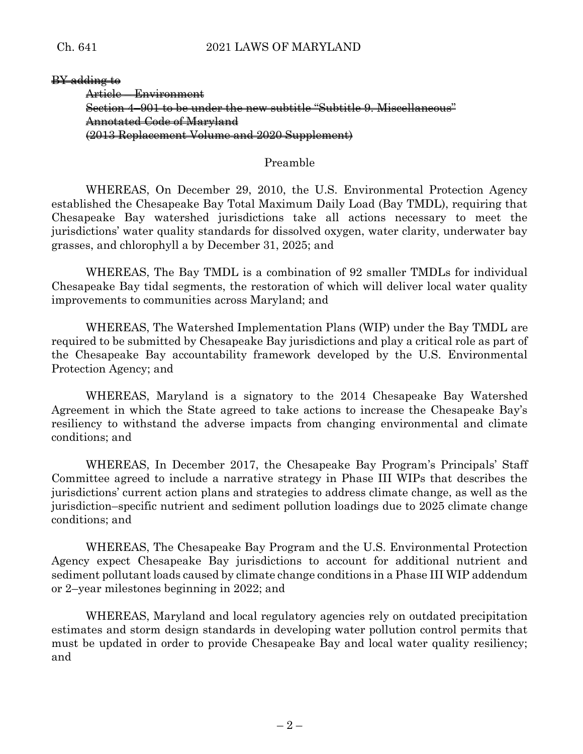~~BY adding to~~

~~Article – Environment~~
~~Section 4–901 to be under the new subtitle "Subtitle 9. Miscellaneous"~~
~~Annotated Code of Maryland~~
~~(2013 Replacement Volume and 2020 Supplement)~~

Preamble

WHEREAS, On December 29, 2010, the U.S. Environmental Protection Agency established the Chesapeake Bay Total Maximum Daily Load (Bay TMDL), requiring that Chesapeake Bay watershed jurisdictions take all actions necessary to meet the jurisdictions' water quality standards for dissolved oxygen, water clarity, underwater bay grasses, and chlorophyll a by December 31, 2025; and

WHEREAS, The Bay TMDL is a combination of 92 smaller TMDLs for individual Chesapeake Bay tidal segments, the restoration of which will deliver local water quality improvements to communities across Maryland; and

WHEREAS, The Watershed Implementation Plans (WIP) under the Bay TMDL are required to be submitted by Chesapeake Bay jurisdictions and play a critical role as part of the Chesapeake Bay accountability framework developed by the U.S. Environmental Protection Agency; and

WHEREAS, Maryland is a signatory to the 2014 Chesapeake Bay Watershed Agreement in which the State agreed to take actions to increase the Chesapeake Bay's resiliency to withstand the adverse impacts from changing environmental and climate conditions; and

WHEREAS, In December 2017, the Chesapeake Bay Program's Principals' Staff Committee agreed to include a narrative strategy in Phase III WIPs that describes the jurisdictions' current action plans and strategies to address climate change, as well as the jurisdiction–specific nutrient and sediment pollution loadings due to 2025 climate change conditions; and

WHEREAS, The Chesapeake Bay Program and the U.S. Environmental Protection Agency expect Chesapeake Bay jurisdictions to account for additional nutrient and sediment pollutant loads caused by climate change conditions in a Phase III WIP addendum or 2–year milestones beginning in 2022; and

WHEREAS, Maryland and local regulatory agencies rely on outdated precipitation estimates and storm design standards in developing water pollution control permits that must be updated in order to provide Chesapeake Bay and local water quality resiliency; and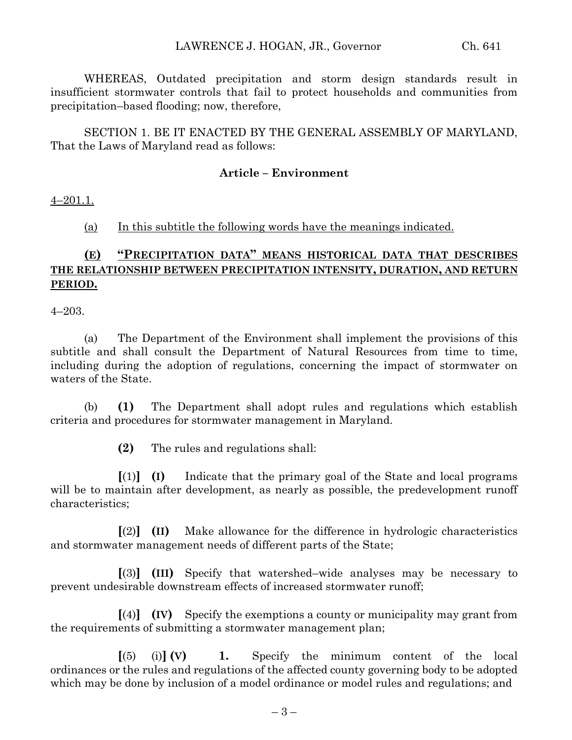WHEREAS, Outdated precipitation and storm design standards result in insufficient stormwater controls that fail to protect households and communities from precipitation–based flooding; now, therefore,

SECTION 1. BE IT ENACTED BY THE GENERAL ASSEMBLY OF MARYLAND, That the Laws of Maryland read as follows:

**Article – Environment**

<u>4–201.1.</u>

<u>(a) In this subtitle the following words have the meanings indicated.</u>

**<u>(E) "PRECIPITATION DATA" MEANS HISTORICAL DATA THAT DESCRIBES THE RELATIONSHIP BETWEEN PRECIPITATION INTENSITY, DURATION, AND RETURN PERIOD.</u>**

4–203.

(a) The Department of the Environment shall implement the provisions of this subtitle and shall consult the Department of Natural Resources from time to time, including during the adoption of regulations, concerning the impact of stormwater on waters of the State.

(b) **(1)** The Department shall adopt rules and regulations which establish criteria and procedures for stormwater management in Maryland.

**(2)** The rules and regulations shall:

**[**(1)**]** **(I)** Indicate that the primary goal of the State and local programs will be to maintain after development, as nearly as possible, the predevelopment runoff characteristics;

**[**(2)**]** **(II)** Make allowance for the difference in hydrologic characteristics and stormwater management needs of different parts of the State;

**[**(3)**]** **(III)** Specify that watershed–wide analyses may be necessary to prevent undesirable downstream effects of increased stormwater runoff;

**[**(4)**]** **(IV)** Specify the exemptions a county or municipality may grant from the requirements of submitting a stormwater management plan;

**[**(5) (i)**]** **(V)** **1.** Specify the minimum content of the local ordinances or the rules and regulations of the affected county governing body to be adopted which may be done by inclusion of a model ordinance or model rules and regulations; and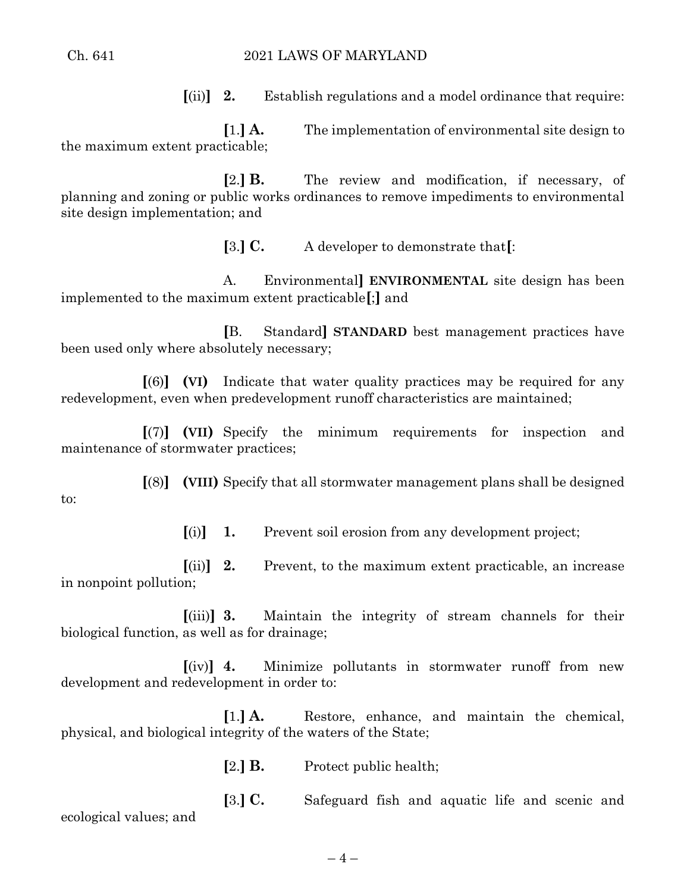**[**(ii)**]** **2.** Establish regulations and a model ordinance that require:

**[**1.**]** **A.** The implementation of environmental site design to the maximum extent practicable;

**[**2.**]** **B.** The review and modification, if necessary, of planning and zoning or public works ordinances to remove impediments to environmental site design implementation; and

**[**3.**]** **C.** A developer to demonstrate that**[**:

A. Environmental**]** **ENVIRONMENTAL** site design has been implemented to the maximum extent practicable**[**;**]** and

**[**B. Standard**]** **STANDARD** best management practices have been used only where absolutely necessary;

**[**(6)**]** **(VI)** Indicate that water quality practices may be required for any redevelopment, even when predevelopment runoff characteristics are maintained;

**[**(7)**]** **(VII)** Specify the minimum requirements for inspection and maintenance of stormwater practices;

**[**(8)**]** **(VIII)** Specify that all stormwater management plans shall be designed to:

**[**(i)**]** **1.** Prevent soil erosion from any development project;

**[**(ii)**]** **2.** Prevent, to the maximum extent practicable, an increase in nonpoint pollution;

**[**(iii)**]** **3.** Maintain the integrity of stream channels for their biological function, as well as for drainage;

**[**(iv)**]** **4.** Minimize pollutants in stormwater runoff from new development and redevelopment in order to:

**[**1.**]** **A.** Restore, enhance, and maintain the chemical, physical, and biological integrity of the waters of the State;

**[**2.**]** **B.** Protect public health;

**[**3.**]** **C.** Safeguard fish and aquatic life and scenic and ecological values; and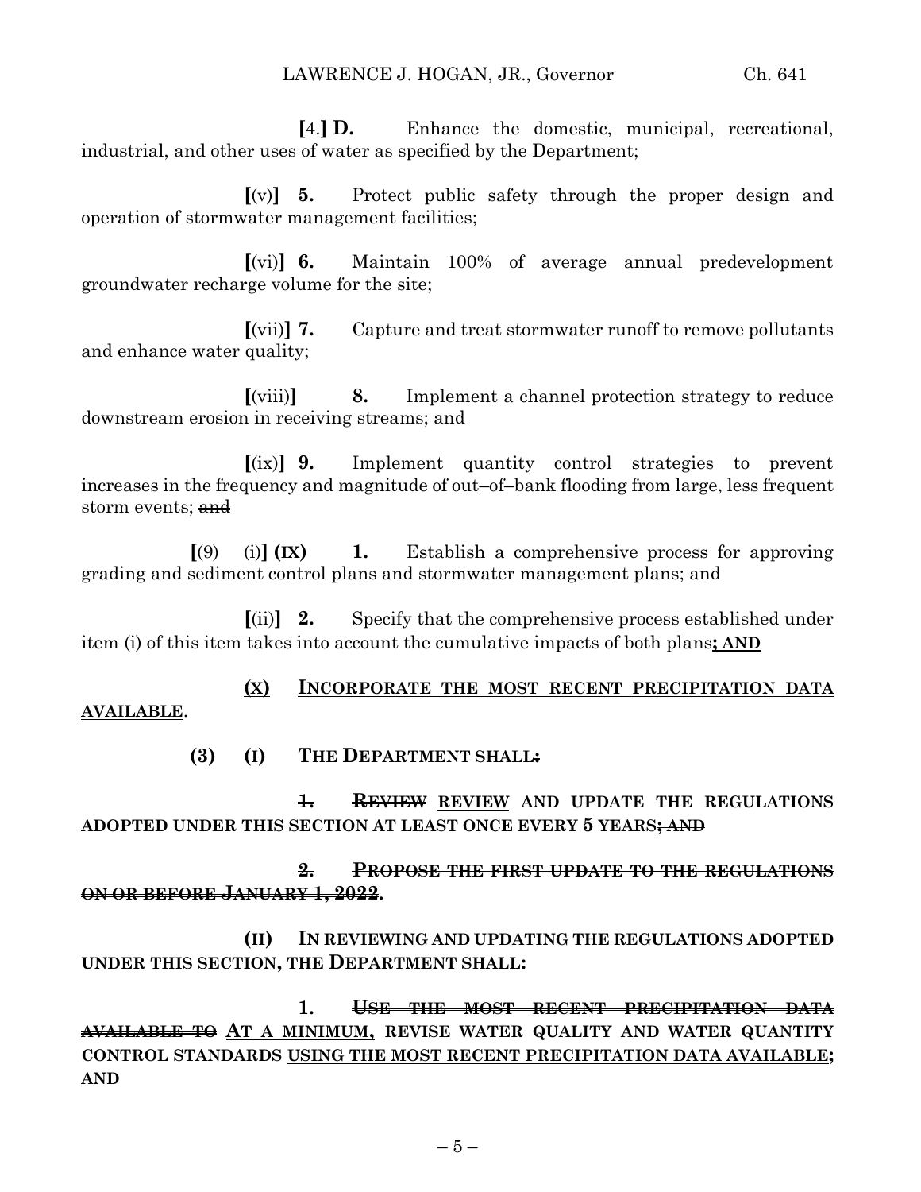[4.] **D.** Enhance the domestic, municipal, recreational, industrial, and other uses of water as specified by the Department;

[(v)] **5.** Protect public safety through the proper design and operation of stormwater management facilities;

[(vi)] **6.** Maintain 100% of average annual predevelopment groundwater recharge volume for the site;

[(vii)] **7.** Capture and treat stormwater runoff to remove pollutants and enhance water quality;

[(viii)] **8.** Implement a channel protection strategy to reduce downstream erosion in receiving streams; and

[(ix)] **9.** Implement quantity control strategies to prevent increases in the frequency and magnitude of out–of–bank flooding from large, less frequent storm events; ~~and~~

[(9) (i)] **(IX) 1.** Establish a comprehensive process for approving grading and sediment control plans and stormwater management plans; and

[(ii)] **2.** Specify that the comprehensive process established under item (i) of this item takes into account the cumulative impacts of both plans**<u>; AND</u>**

**<u>(X)</u>** **<u>INCORPORATE THE MOST RECENT PRECIPITATION DATA AVAILABLE</u>**.

**(3) (I) THE DEPARTMENT SHALL~~:~~**

**~~1.~~ ~~REVIEW~~ <u>REVIEW</u> AND UPDATE THE REGULATIONS ADOPTED UNDER THIS SECTION AT LEAST ONCE EVERY 5 YEARS~~; AND~~**

**~~2. PROPOSE THE FIRST UPDATE TO THE REGULATIONS ON OR BEFORE JANUARY 1, 2022~~.**

**(II) IN REVIEWING AND UPDATING THE REGULATIONS ADOPTED UNDER THIS SECTION, THE DEPARTMENT SHALL:**

**1. ~~USE THE MOST RECENT PRECIPITATION DATA AVAILABLE TO~~ <u>AT A MINIMUM,</u> REVISE WATER QUALITY AND WATER QUANTITY CONTROL STANDARDS <u>USING THE MOST RECENT PRECIPITATION DATA AVAILABLE</u>; AND**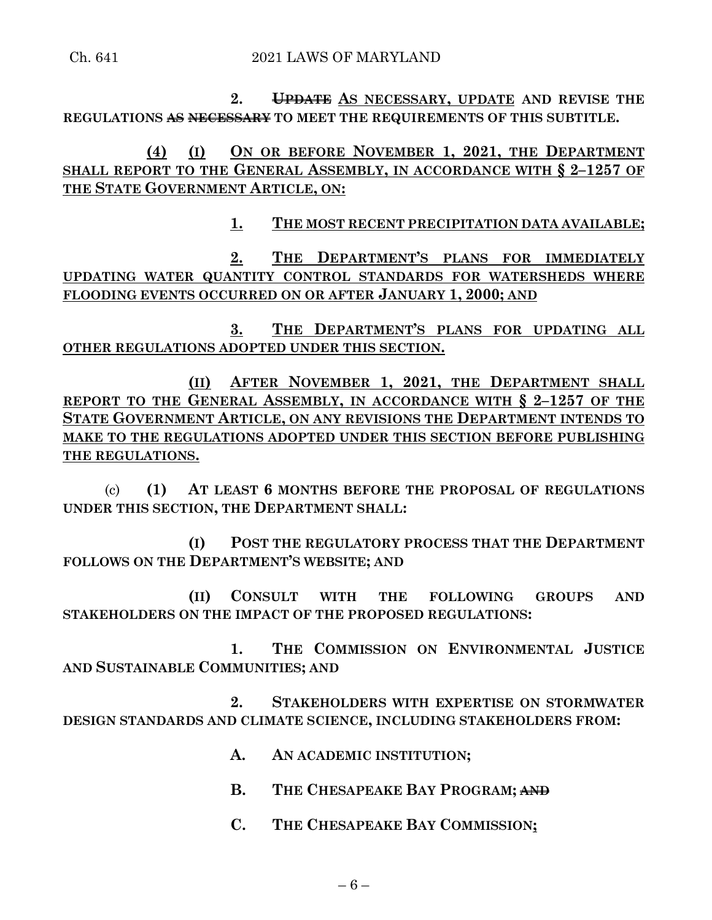2. ~~UPDATE~~ AS NECESSARY, UPDATE AND REVISE THE REGULATIONS ~~AS NECESSARY~~ TO MEET THE REQUIREMENTS OF THIS SUBTITLE.

(4) (I) ON OR BEFORE NOVEMBER 1, 2021, THE DEPARTMENT SHALL REPORT TO THE GENERAL ASSEMBLY, IN ACCORDANCE WITH § 2–1257 OF THE STATE GOVERNMENT ARTICLE, ON:

1. THE MOST RECENT PRECIPITATION DATA AVAILABLE;

2. THE DEPARTMENT'S PLANS FOR IMMEDIATELY UPDATING WATER QUANTITY CONTROL STANDARDS FOR WATERSHEDS WHERE FLOODING EVENTS OCCURRED ON OR AFTER JANUARY 1, 2000; AND

3. THE DEPARTMENT'S PLANS FOR UPDATING ALL OTHER REGULATIONS ADOPTED UNDER THIS SECTION.

(II) AFTER NOVEMBER 1, 2021, THE DEPARTMENT SHALL REPORT TO THE GENERAL ASSEMBLY, IN ACCORDANCE WITH § 2–1257 OF THE STATE GOVERNMENT ARTICLE, ON ANY REVISIONS THE DEPARTMENT INTENDS TO MAKE TO THE REGULATIONS ADOPTED UNDER THIS SECTION BEFORE PUBLISHING THE REGULATIONS.

(c) **(1) AT LEAST 6 MONTHS BEFORE THE PROPOSAL OF REGULATIONS UNDER THIS SECTION, THE DEPARTMENT SHALL:**

**(I) POST THE REGULATORY PROCESS THAT THE DEPARTMENT FOLLOWS ON THE DEPARTMENT'S WEBSITE; AND**

**(II) CONSULT WITH THE FOLLOWING GROUPS AND STAKEHOLDERS ON THE IMPACT OF THE PROPOSED REGULATIONS:**

**1. THE COMMISSION ON ENVIRONMENTAL JUSTICE AND SUSTAINABLE COMMUNITIES; AND**

**2. STAKEHOLDERS WITH EXPERTISE ON STORMWATER DESIGN STANDARDS AND CLIMATE SCIENCE, INCLUDING STAKEHOLDERS FROM:**

**A. AN ACADEMIC INSTITUTION;**

**B. THE CHESAPEAKE BAY PROGRAM; ~~AND~~**

**C. THE CHESAPEAKE BAY COMMISSION;**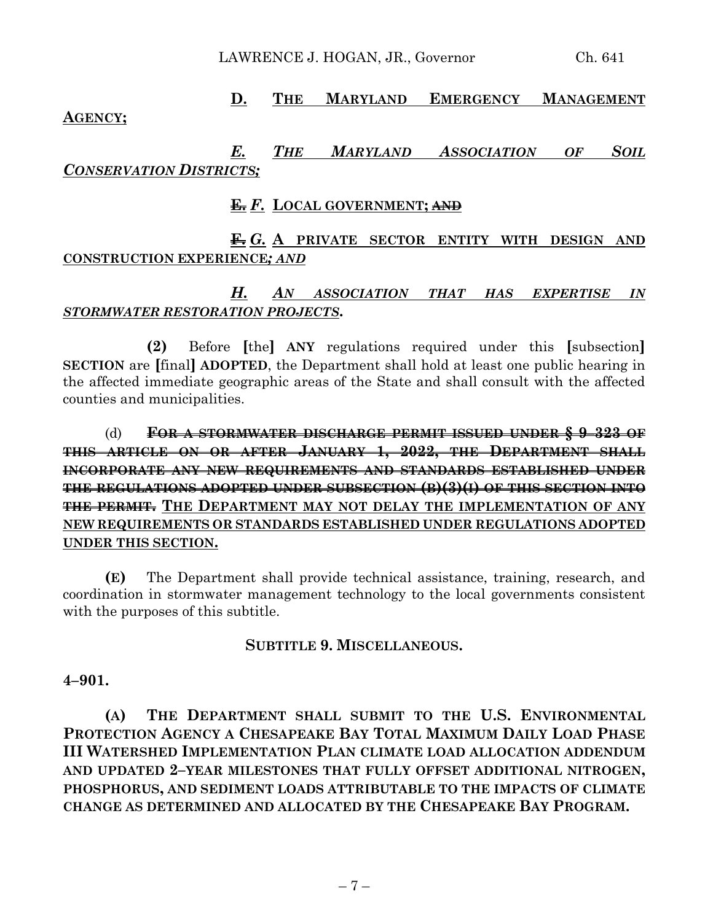**D. THE MARYLAND EMERGENCY MANAGEMENT AGENCY;**

***E. THE MARYLAND ASSOCIATION OF SOIL CONSERVATION DISTRICTS;***

~~**E.**~~ ***F.*** **LOCAL GOVERNMENT;** ~~**AND**~~

~~**F.**~~ ***G.*** **A PRIVATE SECTOR ENTITY WITH DESIGN AND CONSTRUCTION EXPERIENCE*; AND***

***H. AN ASSOCIATION THAT HAS EXPERTISE IN STORMWATER RESTORATION PROJECTS.***

**(2)** Before **[**the**] ANY** regulations required under this **[**subsection**] SECTION** are **[**final**] ADOPTED**, the Department shall hold at least one public hearing in the affected immediate geographic areas of the State and shall consult with the affected counties and municipalities.

(d) ~~**FOR A STORMWATER DISCHARGE PERMIT ISSUED UNDER § 9–323 OF THIS ARTICLE ON OR AFTER JANUARY 1, 2022, THE DEPARTMENT SHALL INCORPORATE ANY NEW REQUIREMENTS AND STANDARDS ESTABLISHED UNDER THE REGULATIONS ADOPTED UNDER SUBSECTION (B)(3)(I) OF THIS SECTION INTO THE PERMIT.**~~ **THE DEPARTMENT MAY NOT DELAY THE IMPLEMENTATION OF ANY NEW REQUIREMENTS OR STANDARDS ESTABLISHED UNDER REGULATIONS ADOPTED UNDER THIS SECTION.**

**(E)** The Department shall provide technical assistance, training, research, and coordination in stormwater management technology to the local governments consistent with the purposes of this subtitle.

**SUBTITLE 9. MISCELLANEOUS.**

**4–901.**

**(A) THE DEPARTMENT SHALL SUBMIT TO THE U.S. ENVIRONMENTAL PROTECTION AGENCY A CHESAPEAKE BAY TOTAL MAXIMUM DAILY LOAD PHASE III WATERSHED IMPLEMENTATION PLAN CLIMATE LOAD ALLOCATION ADDENDUM AND UPDATED 2–YEAR MILESTONES THAT FULLY OFFSET ADDITIONAL NITROGEN, PHOSPHORUS, AND SEDIMENT LOADS ATTRIBUTABLE TO THE IMPACTS OF CLIMATE CHANGE AS DETERMINED AND ALLOCATED BY THE CHESAPEAKE BAY PROGRAM.**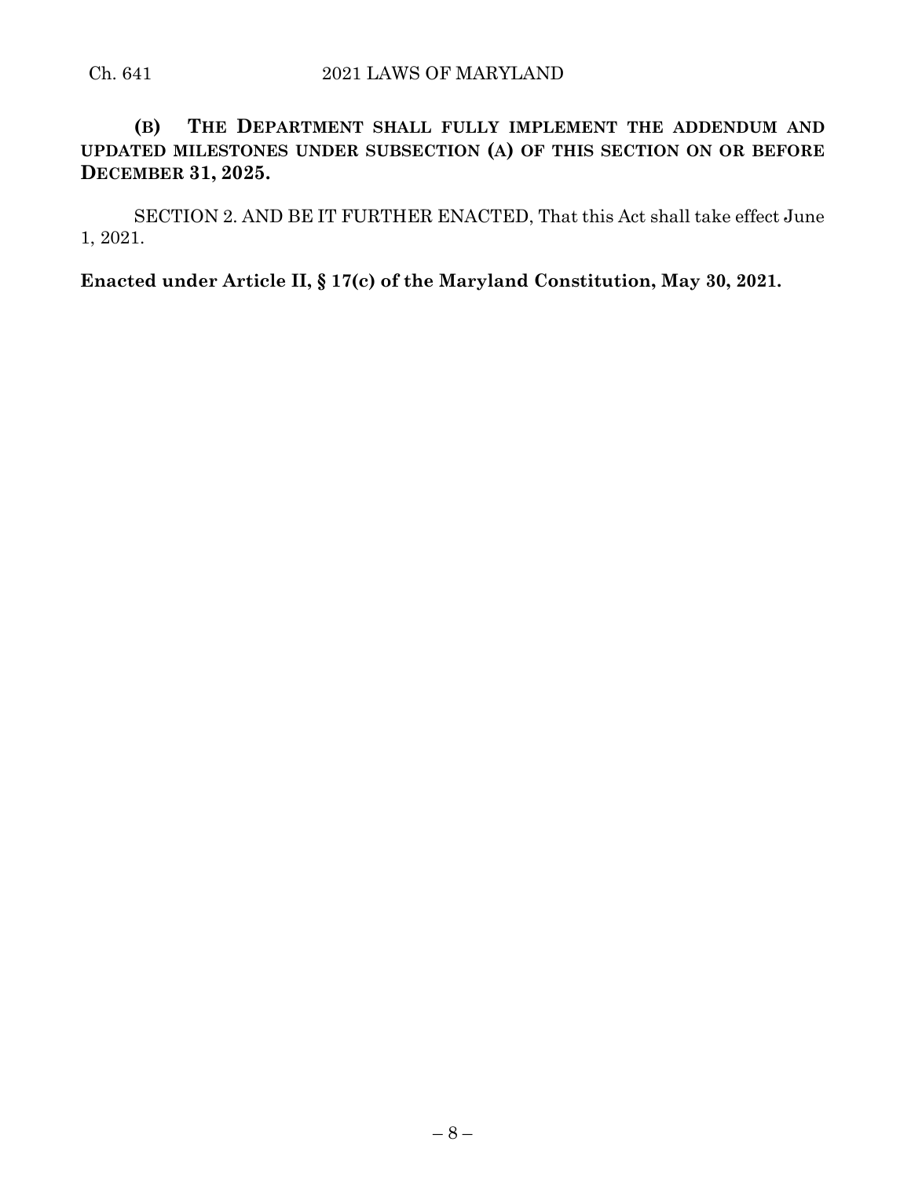**(B) THE DEPARTMENT SHALL FULLY IMPLEMENT THE ADDENDUM AND UPDATED MILESTONES UNDER SUBSECTION (A) OF THIS SECTION ON OR BEFORE DECEMBER 31, 2025.**

SECTION 2. AND BE IT FURTHER ENACTED, That this Act shall take effect June 1, 2021.

**Enacted under Article II, § 17(c) of the Maryland Constitution, May 30, 2021.**